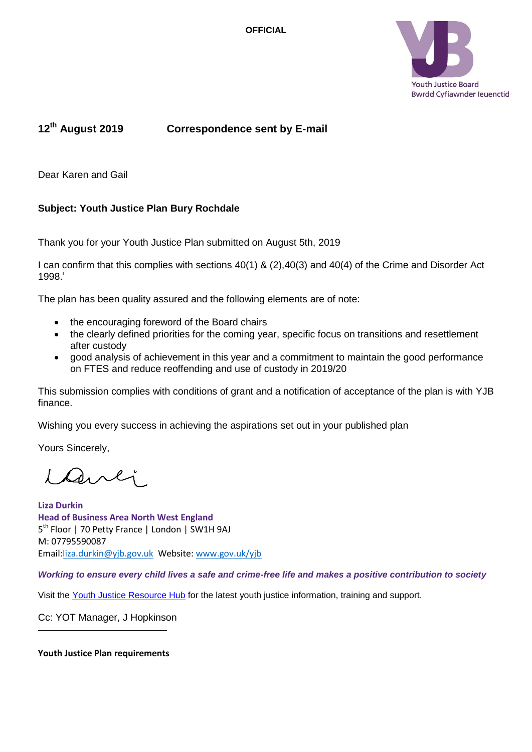**OFFICIAL**

Youth Justice Board
Bwrdd Cyfiawnder Ieuenctid

**12th August 2019 Correspondence sent by E-mail**

Dear Karen and Gail

**Subject: Youth Justice Plan Bury Rochdale**

Thank you for your Youth Justice Plan submitted on August 5th, 2019

I can confirm that this complies with sections 40(1) & (2),40(3) and 40(4) of the Crime and Disorder Act 1998.[i]

The plan has been quality assured and the following elements are of note:

- the encouraging foreword of the Board chairs
- the clearly defined priorities for the coming year, specific focus on transitions and resettlement after custody
- good analysis of achievement in this year and a commitment to maintain the good performance on FTES and reduce reoffending and use of custody in 2019/20

This submission complies with conditions of grant and a notification of acceptance of the plan is with YJB finance.

Wishing you every success in achieving the aspirations set out in your published plan

Yours Sincerely,

**Liza Durkin**
**Head of Business Area North West England**
5th Floor | 70 Petty France | London | SW1H 9AJ
M: 07795590087
Email:liza.durkin@yjb.gov.uk Website: www.gov.uk/yjb

***Working to ensure every child lives a safe and crime-free life and makes a positive contribution to society***

Visit the Youth Justice Resource Hub for the latest youth justice information, training and support.

Cc: YOT Manager, J Hopkinson

---

**Youth Justice Plan requirements**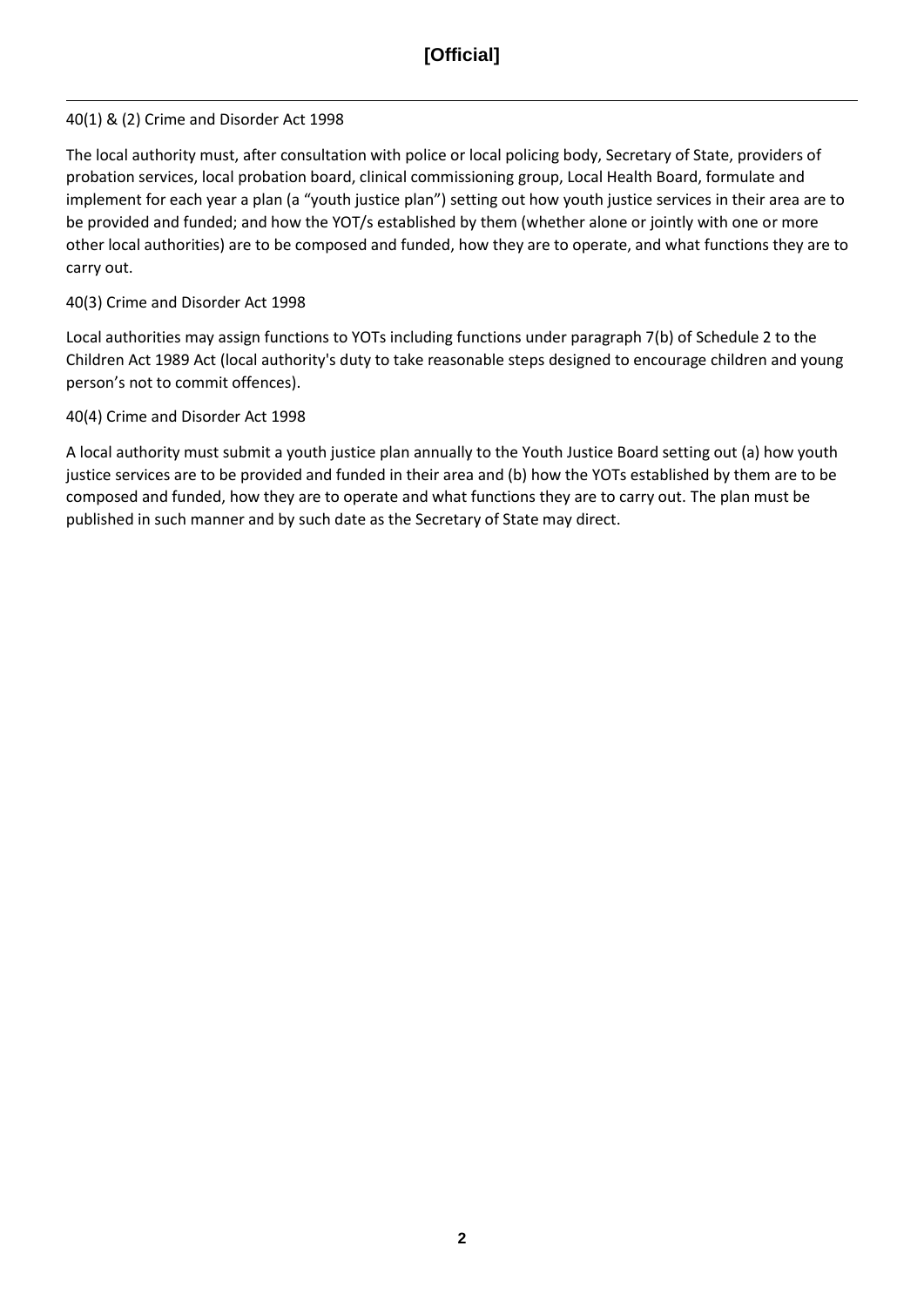40(1) & (2) Crime and Disorder Act 1998

The local authority must, after consultation with police or local policing body, Secretary of State, providers of probation services, local probation board, clinical commissioning group, Local Health Board, formulate and implement for each year a plan (a "youth justice plan") setting out how youth justice services in their area are to be provided and funded; and how the YOT/s established by them (whether alone or jointly with one or more other local authorities) are to be composed and funded, how they are to operate, and what functions they are to carry out.

40(3) Crime and Disorder Act 1998

Local authorities may assign functions to YOTs including functions under paragraph 7(b) of Schedule 2 to the Children Act 1989 Act (local authority's duty to take reasonable steps designed to encourage children and young person's not to commit offences).

40(4) Crime and Disorder Act 1998

A local authority must submit a youth justice plan annually to the Youth Justice Board setting out (a) how youth justice services are to be provided and funded in their area and (b) how the YOTs established by them are to be composed and funded, how they are to operate and what functions they are to carry out. The plan must be published in such manner and by such date as the Secretary of State may direct.